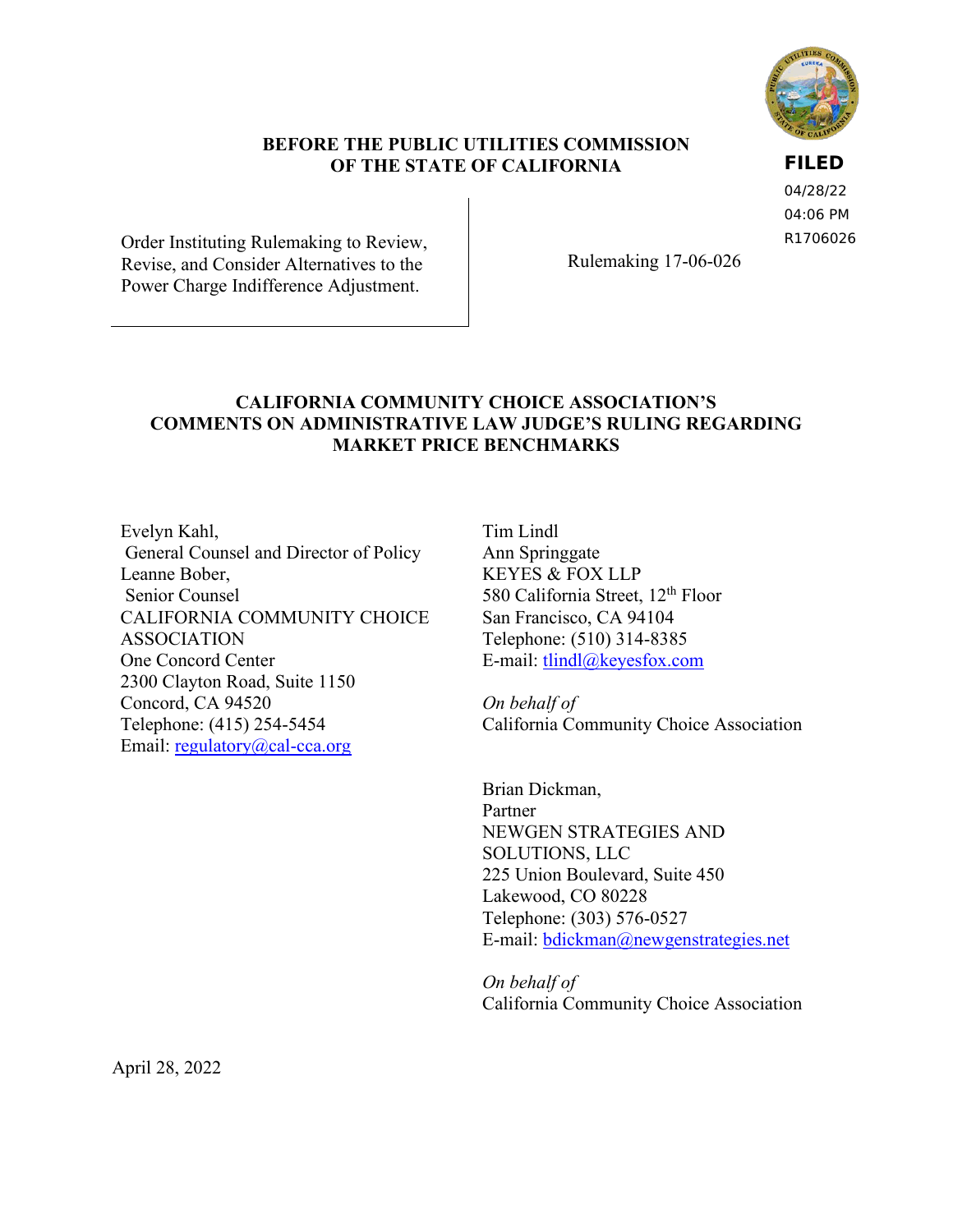**BEFORE THE PUBLIC UTILITIES COMMISSION OF THE STATE OF CALIFORNIA**

**FILED**
04/28/22
04:06 PM
R1706026

| | |
|---|---|
| Order Instituting Rulemaking to Review, Revise, and Consider Alternatives to the Power Charge Indifference Adjustment. | Rulemaking 17-06-026 |

**CALIFORNIA COMMUNITY CHOICE ASSOCIATION'S COMMENTS ON ADMINISTRATIVE LAW JUDGE'S RULING REGARDING MARKET PRICE BENCHMARKS**

Evelyn Kahl,
General Counsel and Director of Policy
Leanne Bober,
Senior Counsel
CALIFORNIA COMMUNITY CHOICE ASSOCIATION
One Concord Center
2300 Clayton Road, Suite 1150
Concord, CA 94520
Telephone: (415) 254-5454
Email: regulatory@cal-cca.org

Tim Lindl
Ann Springgate
KEYES & FOX LLP
580 California Street, 12th Floor
San Francisco, CA 94104
Telephone: (510) 314-8385
E-mail: tlindl@keyesfox.com

*On behalf of*
California Community Choice Association

Brian Dickman,
Partner
NEWGEN STRATEGIES AND SOLUTIONS, LLC
225 Union Boulevard, Suite 450
Lakewood, CO 80228
Telephone: (303) 576-0527
E-mail: bdickman@newgenstrategies.net

*On behalf of*
California Community Choice Association

April 28, 2022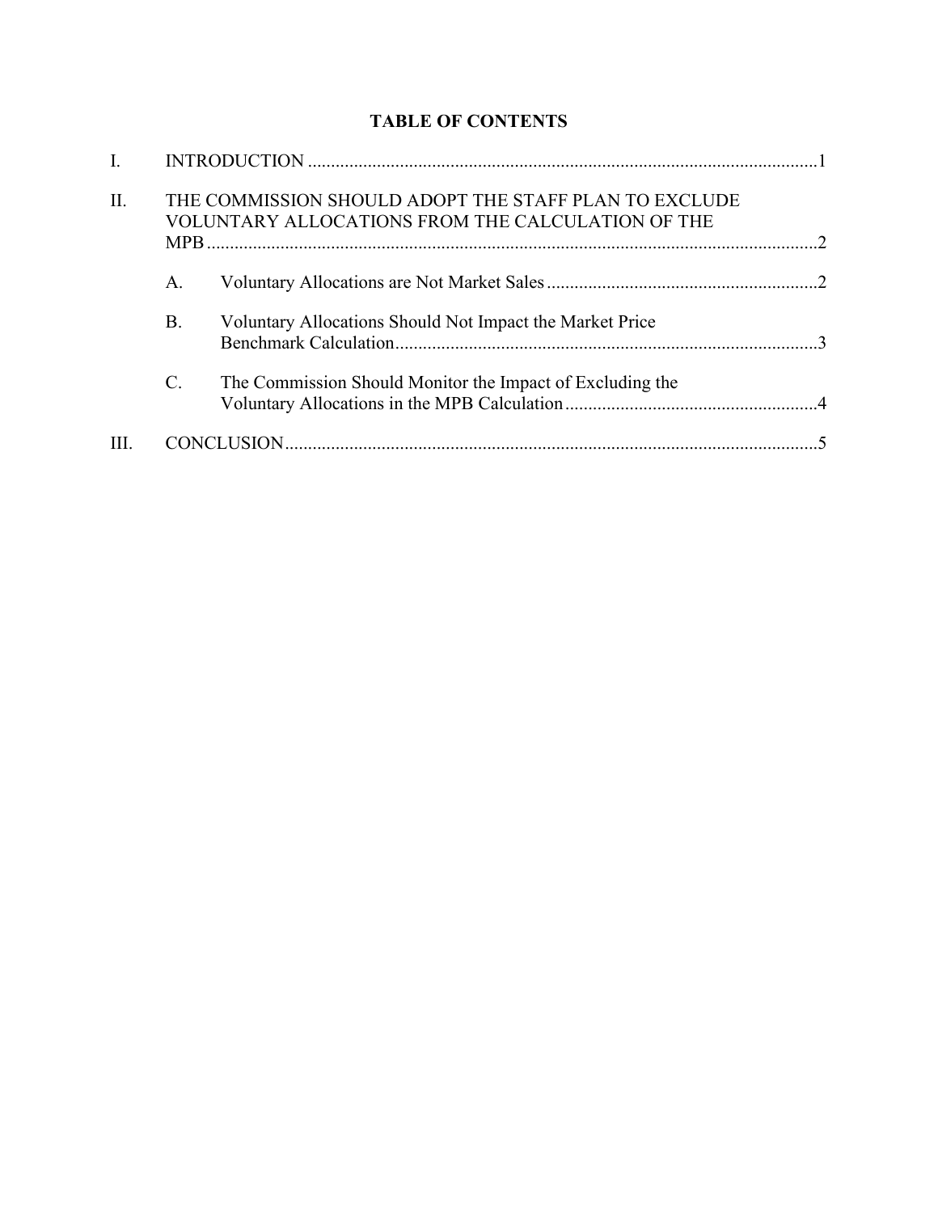**TABLE OF CONTENTS**

I. INTRODUCTION ....................................................................................................... 1

II. THE COMMISSION SHOULD ADOPT THE STAFF PLAN TO EXCLUDE VOLUNTARY ALLOCATIONS FROM THE CALCULATION OF THE MPB ....................................................................................................... 2

  A. Voluntary Allocations are Not Market Sales ....................................................... 2

  B. Voluntary Allocations Should Not Impact the Market Price Benchmark Calculation ....................................................................................... 3

  C. The Commission Should Monitor the Impact of Excluding the Voluntary Allocations in the MPB Calculation .................................................... 4

III. CONCLUSION ....................................................................................................... 5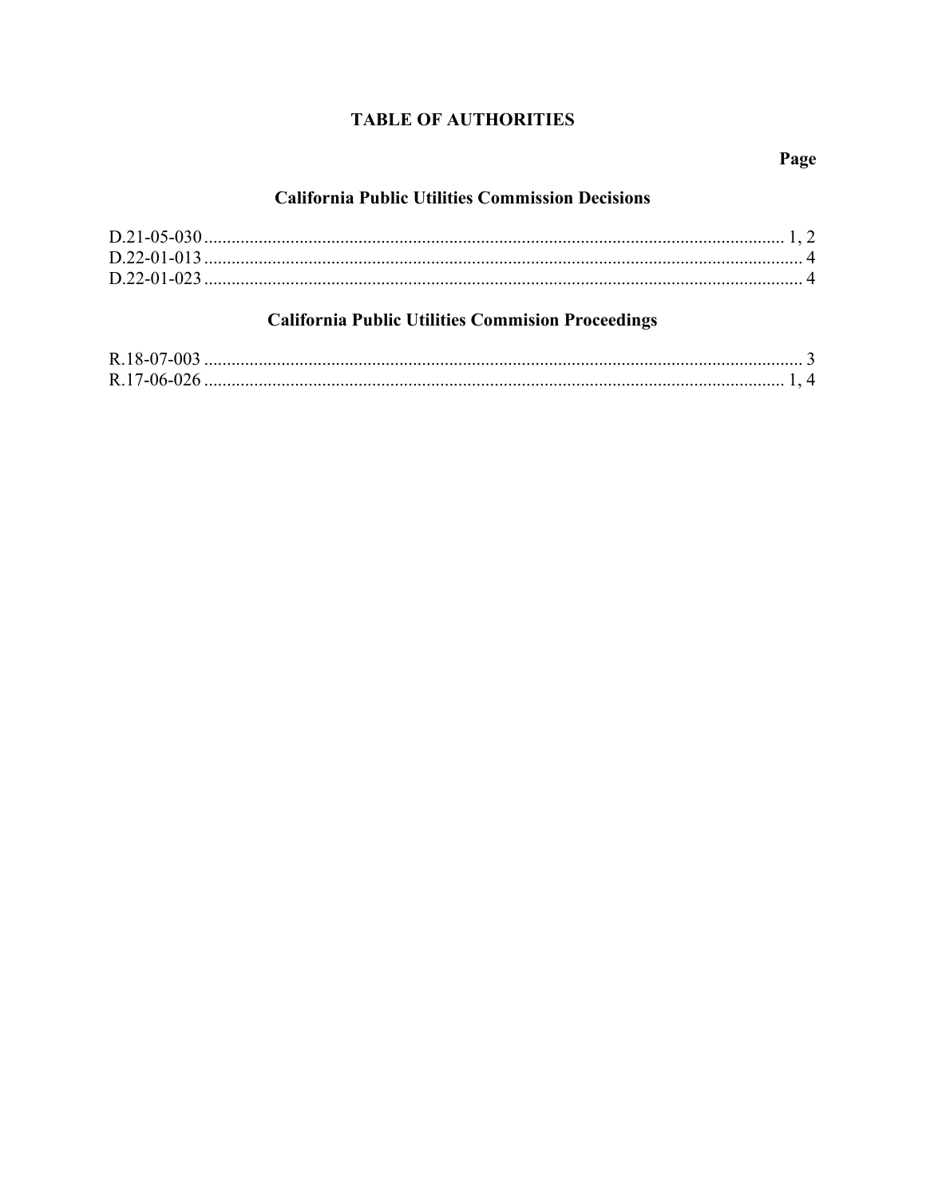# TABLE OF AUTHORITIES

**Page**

## California Public Utilities Commission Decisions

D.21-05-030 ........................................................................................................ 1, 2
D.22-01-013 ........................................................................................................ 4
D.22-01-023 ........................................................................................................ 4

## California Public Utilities Commision Proceedings

R.18-07-003 ........................................................................................................ 3
R.17-06-026 ........................................................................................................ 1, 4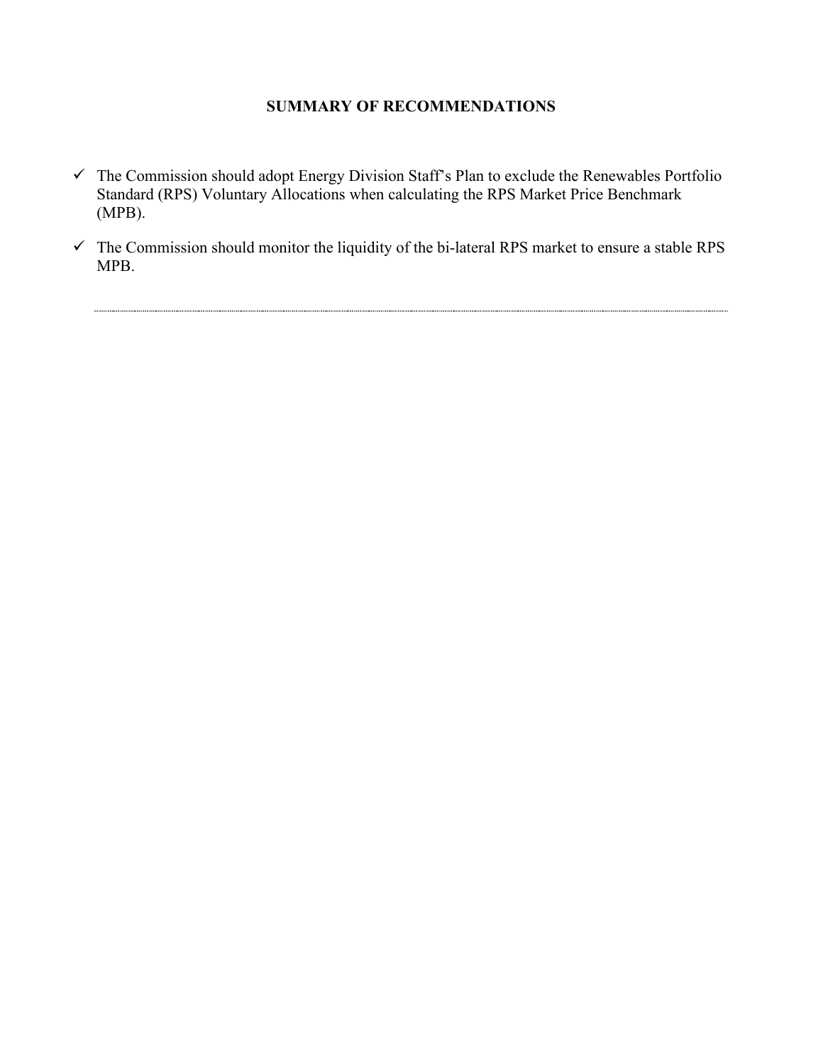## SUMMARY OF RECOMMENDATIONS

- ✓ The Commission should adopt Energy Division Staff's Plan to exclude the Renewables Portfolio Standard (RPS) Voluntary Allocations when calculating the RPS Market Price Benchmark (MPB).
- ✓ The Commission should monitor the liquidity of the bi-lateral RPS market to ensure a stable RPS MPB.

---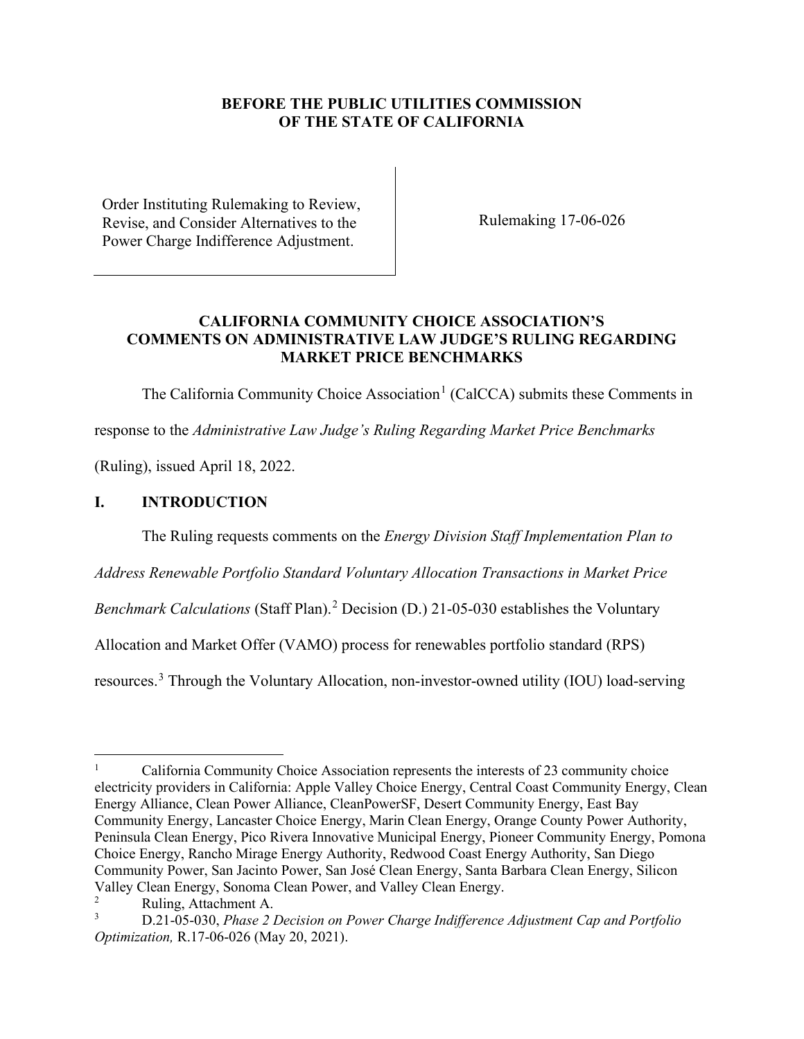**BEFORE THE PUBLIC UTILITIES COMMISSION OF THE STATE OF CALIFORNIA**

| Order Instituting Rulemaking to Review, Revise, and Consider Alternatives to the Power Charge Indifference Adjustment. | Rulemaking 17-06-026 |
|---|---|

## CALIFORNIA COMMUNITY CHOICE ASSOCIATION'S COMMENTS ON ADMINISTRATIVE LAW JUDGE'S RULING REGARDING MARKET PRICE BENCHMARKS

The California Community Choice Association[1] (CalCCA) submits these Comments in response to the *Administrative Law Judge's Ruling Regarding Market Price Benchmarks* (Ruling), issued April 18, 2022.

## I. INTRODUCTION

The Ruling requests comments on the *Energy Division Staff Implementation Plan to Address Renewable Portfolio Standard Voluntary Allocation Transactions in Market Price Benchmark Calculations* (Staff Plan).[2] Decision (D.) 21-05-030 establishes the Voluntary Allocation and Market Offer (VAMO) process for renewables portfolio standard (RPS) resources.[3] Through the Voluntary Allocation, non-investor-owned utility (IOU) load-serving

---

[1] California Community Choice Association represents the interests of 23 community choice electricity providers in California: Apple Valley Choice Energy, Central Coast Community Energy, Clean Energy Alliance, Clean Power Alliance, CleanPowerSF, Desert Community Energy, East Bay Community Energy, Lancaster Choice Energy, Marin Clean Energy, Orange County Power Authority, Peninsula Clean Energy, Pico Rivera Innovative Municipal Energy, Pioneer Community Energy, Pomona Choice Energy, Rancho Mirage Energy Authority, Redwood Coast Energy Authority, San Diego Community Power, San Jacinto Power, San José Clean Energy, Santa Barbara Clean Energy, Silicon Valley Clean Energy, Sonoma Clean Power, and Valley Clean Energy.

[2] Ruling, Attachment A.

[3] D.21-05-030, *Phase 2 Decision on Power Charge Indifference Adjustment Cap and Portfolio Optimization,* R.17-06-026 (May 20, 2021).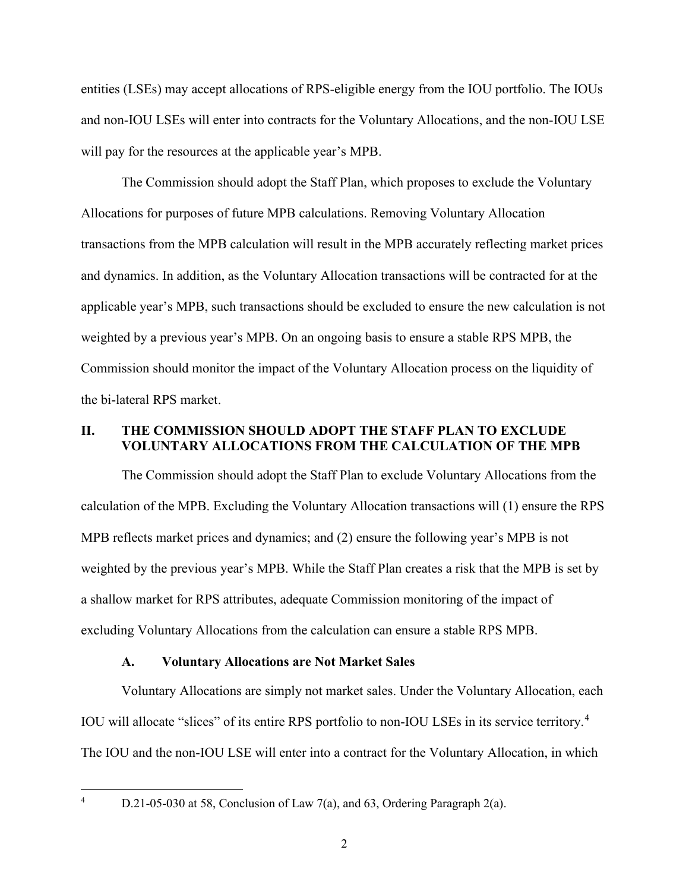entities (LSEs) may accept allocations of RPS-eligible energy from the IOU portfolio. The IOUs and non-IOU LSEs will enter into contracts for the Voluntary Allocations, and the non-IOU LSE will pay for the resources at the applicable year's MPB.

The Commission should adopt the Staff Plan, which proposes to exclude the Voluntary Allocations for purposes of future MPB calculations. Removing Voluntary Allocation transactions from the MPB calculation will result in the MPB accurately reflecting market prices and dynamics. In addition, as the Voluntary Allocation transactions will be contracted for at the applicable year's MPB, such transactions should be excluded to ensure the new calculation is not weighted by a previous year's MPB. On an ongoing basis to ensure a stable RPS MPB, the Commission should monitor the impact of the Voluntary Allocation process on the liquidity of the bi-lateral RPS market.

## II. THE COMMISSION SHOULD ADOPT THE STAFF PLAN TO EXCLUDE VOLUNTARY ALLOCATIONS FROM THE CALCULATION OF THE MPB

The Commission should adopt the Staff Plan to exclude Voluntary Allocations from the calculation of the MPB. Excluding the Voluntary Allocation transactions will (1) ensure the RPS MPB reflects market prices and dynamics; and (2) ensure the following year's MPB is not weighted by the previous year's MPB. While the Staff Plan creates a risk that the MPB is set by a shallow market for RPS attributes, adequate Commission monitoring of the impact of excluding Voluntary Allocations from the calculation can ensure a stable RPS MPB.

### A. Voluntary Allocations are Not Market Sales

Voluntary Allocations are simply not market sales. Under the Voluntary Allocation, each IOU will allocate "slices" of its entire RPS portfolio to non-IOU LSEs in its service territory.[4] The IOU and the non-IOU LSE will enter into a contract for the Voluntary Allocation, in which

---

[4] D.21-05-030 at 58, Conclusion of Law 7(a), and 63, Ordering Paragraph 2(a).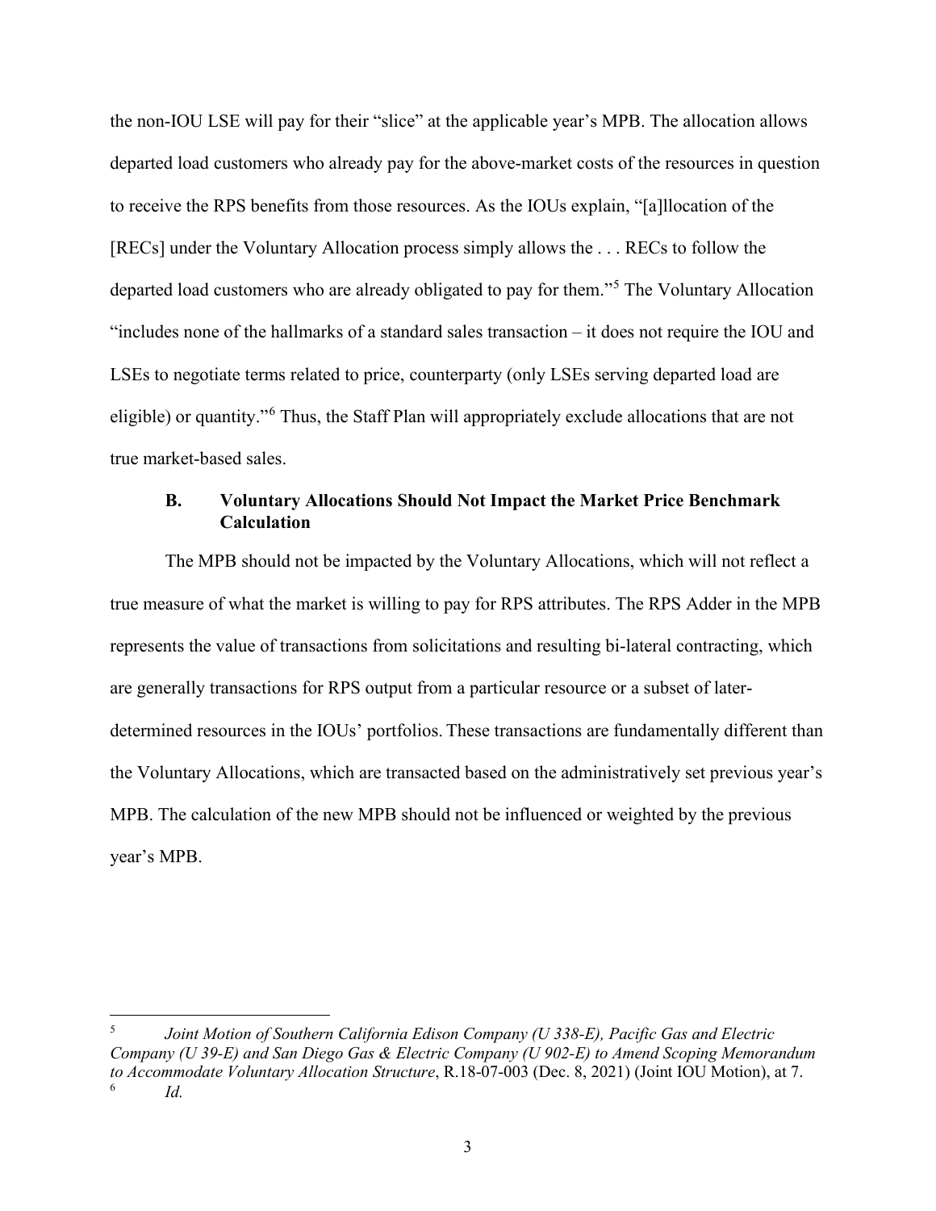the non-IOU LSE will pay for their "slice" at the applicable year's MPB. The allocation allows departed load customers who already pay for the above-market costs of the resources in question to receive the RPS benefits from those resources. As the IOUs explain, "[a]llocation of the [RECs] under the Voluntary Allocation process simply allows the . . . RECs to follow the departed load customers who are already obligated to pay for them."[5] The Voluntary Allocation "includes none of the hallmarks of a standard sales transaction – it does not require the IOU and LSEs to negotiate terms related to price, counterparty (only LSEs serving departed load are eligible) or quantity."[6] Thus, the Staff Plan will appropriately exclude allocations that are not true market-based sales.

### B. Voluntary Allocations Should Not Impact the Market Price Benchmark Calculation

The MPB should not be impacted by the Voluntary Allocations, which will not reflect a true measure of what the market is willing to pay for RPS attributes. The RPS Adder in the MPB represents the value of transactions from solicitations and resulting bi-lateral contracting, which are generally transactions for RPS output from a particular resource or a subset of later-determined resources in the IOUs' portfolios. These transactions are fundamentally different than the Voluntary Allocations, which are transacted based on the administratively set previous year's MPB. The calculation of the new MPB should not be influenced or weighted by the previous year's MPB.

---

[5] *Joint Motion of Southern California Edison Company (U 338-E), Pacific Gas and Electric Company (U 39-E) and San Diego Gas & Electric Company (U 902-E) to Amend Scoping Memorandum to Accommodate Voluntary Allocation Structure*, R.18-07-003 (Dec. 8, 2021) (Joint IOU Motion), at 7.

[6] *Id.*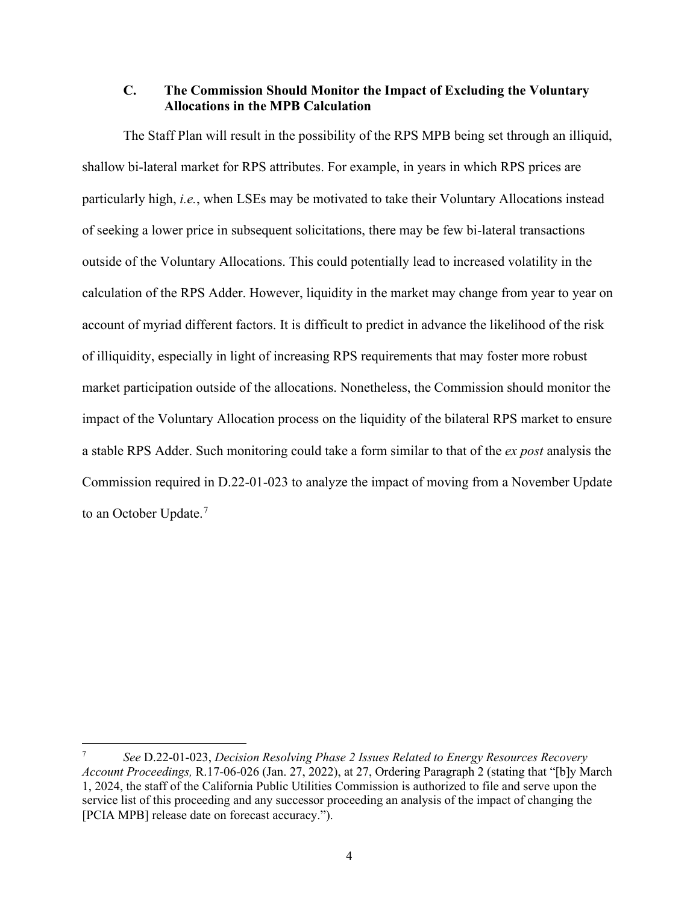### C. The Commission Should Monitor the Impact of Excluding the Voluntary Allocations in the MPB Calculation

The Staff Plan will result in the possibility of the RPS MPB being set through an illiquid, shallow bi-lateral market for RPS attributes. For example, in years in which RPS prices are particularly high, *i.e.*, when LSEs may be motivated to take their Voluntary Allocations instead of seeking a lower price in subsequent solicitations, there may be few bi-lateral transactions outside of the Voluntary Allocations. This could potentially lead to increased volatility in the calculation of the RPS Adder. However, liquidity in the market may change from year to year on account of myriad different factors. It is difficult to predict in advance the likelihood of the risk of illiquidity, especially in light of increasing RPS requirements that may foster more robust market participation outside of the allocations. Nonetheless, the Commission should monitor the impact of the Voluntary Allocation process on the liquidity of the bilateral RPS market to ensure a stable RPS Adder. Such monitoring could take a form similar to that of the *ex post* analysis the Commission required in D.22-01-023 to analyze the impact of moving from a November Update to an October Update.[7]

---

[7] *See* D.22-01-023, *Decision Resolving Phase 2 Issues Related to Energy Resources Recovery Account Proceedings,* R.17-06-026 (Jan. 27, 2022), at 27, Ordering Paragraph 2 (stating that "[b]y March 1, 2024, the staff of the California Public Utilities Commission is authorized to file and serve upon the service list of this proceeding and any successor proceeding an analysis of the impact of changing the [PCIA MPB] release date on forecast accuracy.").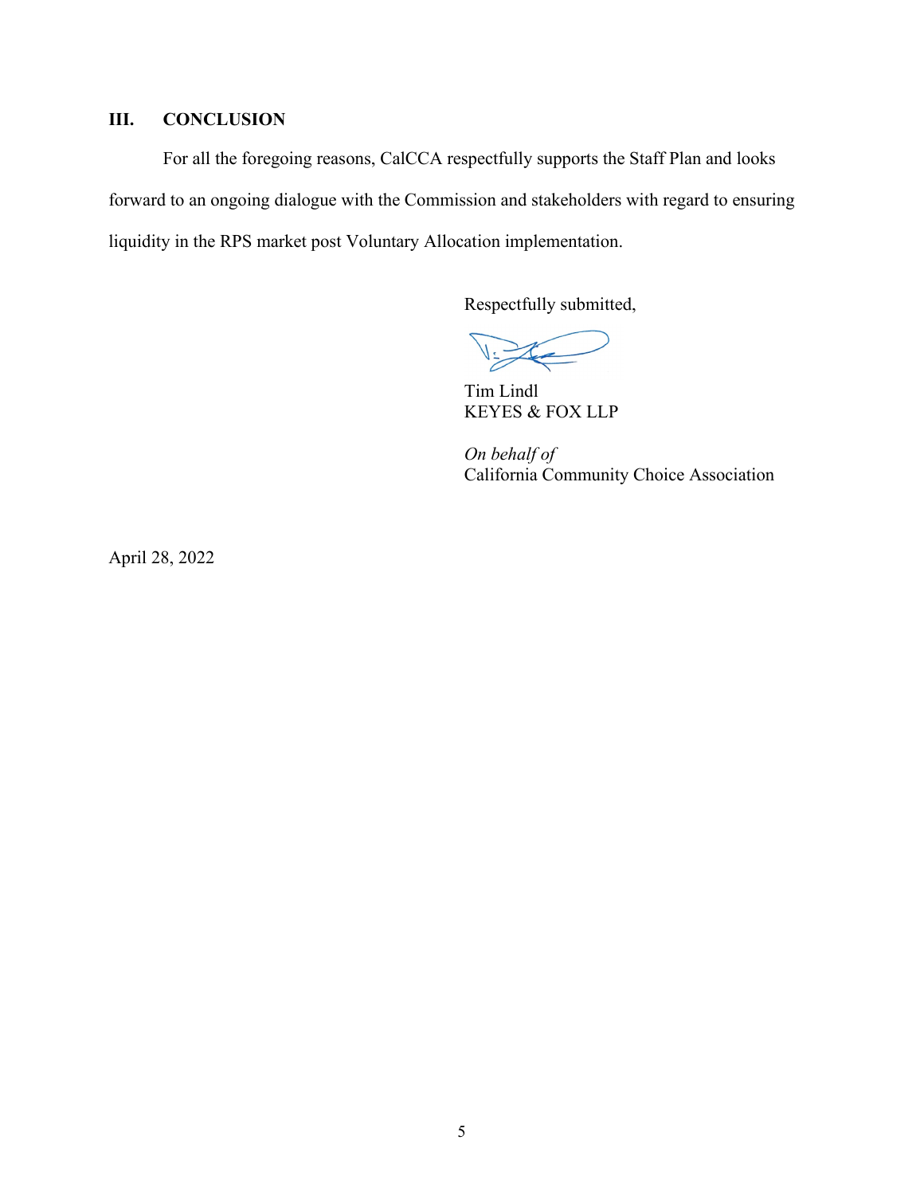## III. CONCLUSION

For all the foregoing reasons, CalCCA respectfully supports the Staff Plan and looks forward to an ongoing dialogue with the Commission and stakeholders with regard to ensuring liquidity in the RPS market post Voluntary Allocation implementation.

Respectfully submitted,

Tim Lindl
KEYES & FOX LLP

*On behalf of*
California Community Choice Association

April 28, 2022